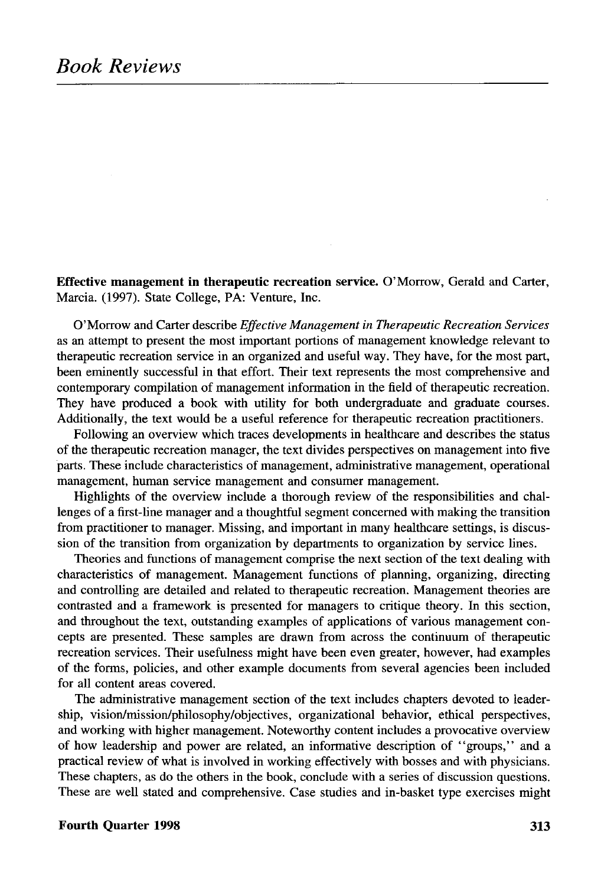# Book Reviews

**Effective management in therapeutic recreation service.** O'Morrow, Gerald and Carter, Marcia. (1997). State College, PA: Venture, Inc.

O'Morrow and Carter describe *Effective Management in Therapeutic Recreation Services* as an attempt to present the most important portions of management knowledge relevant to therapeutic recreation service in an organized and useful way. They have, for the most part, been eminently successful in that effort. Their text represents the most comprehensive and contemporary compilation of management information in the field of therapeutic recreation. They have produced a book with utility for both undergraduate and graduate courses. Additionally, the text would be a useful reference for therapeutic recreation practitioners.

Following an overview which traces developments in healthcare and describes the status of the therapeutic recreation manager, the text divides perspectives on management into five parts. These include characteristics of management, administrative management, operational management, human service management and consumer management.

Highlights of the overview include a thorough review of the responsibilities and challenges of a first-line manager and a thoughtful segment concerned with making the transition from practitioner to manager. Missing, and important in many healthcare settings, is discussion of the transition from organization by departments to organization by service lines.

Theories and functions of management comprise the next section of the text dealing with characteristics of management. Management functions of planning, organizing, directing and controlling are detailed and related to therapeutic recreation. Management theories are contrasted and a framework is presented for managers to critique theory. In this section, and throughout the text, outstanding examples of applications of various management concepts are presented. These samples are drawn from across the continuum of therapeutic recreation services. Their usefulness might have been even greater, however, had examples of the forms, policies, and other example documents from several agencies been included for all content areas covered.

The administrative management section of the text includes chapters devoted to leadership, vision/mission/philosophy/objectives, organizational behavior, ethical perspectives, and working with higher management. Noteworthy content includes a provocative overview of how leadership and power are related, an informative description of "groups," and a practical review of what is involved in working effectively with bosses and with physicians. These chapters, as do the others in the book, conclude with a series of discussion questions. These are well stated and comprehensive. Case studies and in-basket type exercises might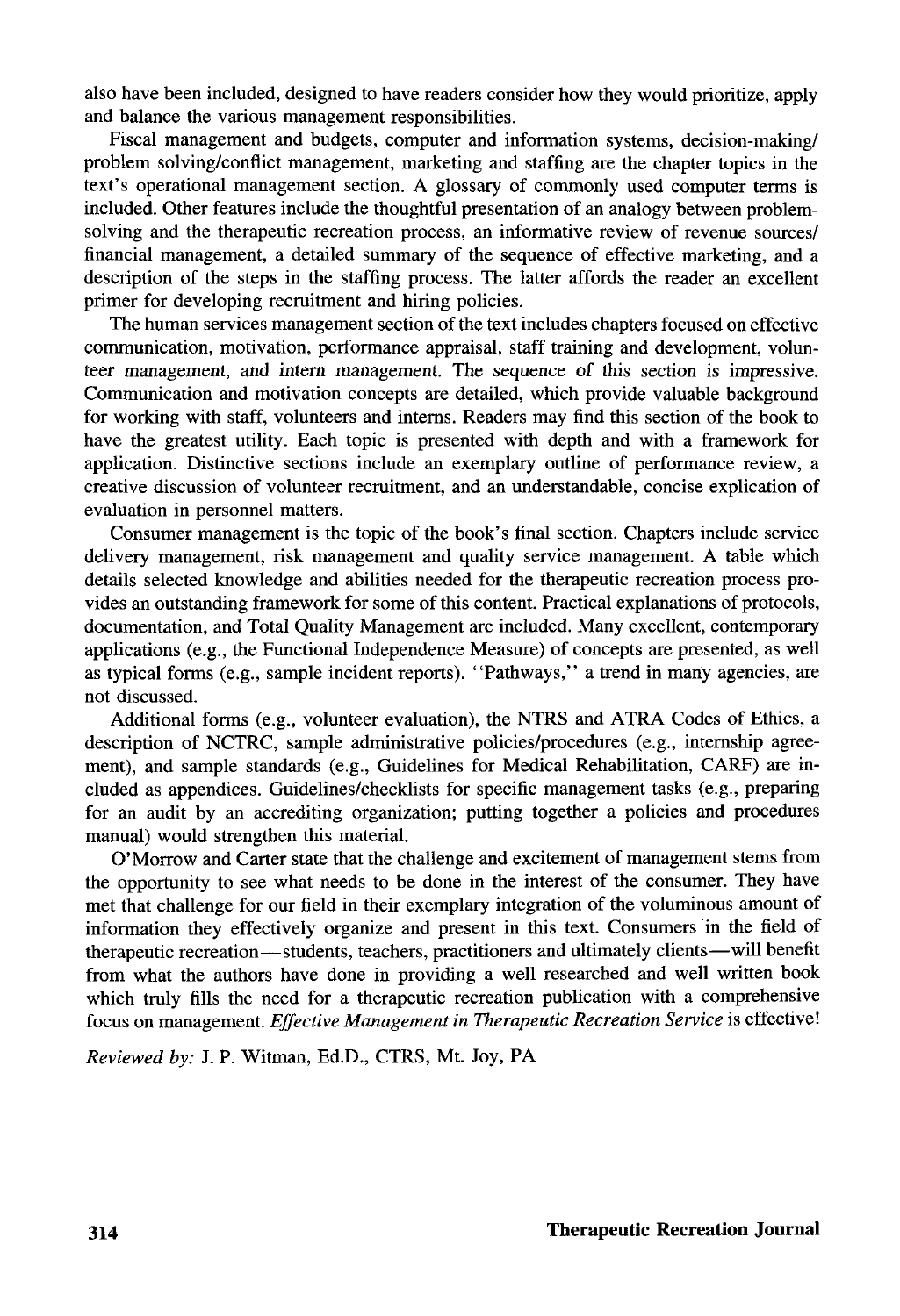also have been included, designed to have readers consider how they would prioritize, apply and balance the various management responsibilities.

Fiscal management and budgets, computer and information systems, decision-making/problem solving/conflict management, marketing and staffing are the chapter topics in the text's operational management section. A glossary of commonly used computer terms is included. Other features include the thoughtful presentation of an analogy between problem-solving and the therapeutic recreation process, an informative review of revenue sources/financial management, a detailed summary of the sequence of effective marketing, and a description of the steps in the staffing process. The latter affords the reader an excellent primer for developing recruitment and hiring policies.

The human services management section of the text includes chapters focused on effective communication, motivation, performance appraisal, staff training and development, volunteer management, and intern management. The sequence of this section is impressive. Communication and motivation concepts are detailed, which provide valuable background for working with staff, volunteers and interns. Readers may find this section of the book to have the greatest utility. Each topic is presented with depth and with a framework for application. Distinctive sections include an exemplary outline of performance review, a creative discussion of volunteer recruitment, and an understandable, concise explication of evaluation in personnel matters.

Consumer management is the topic of the book's final section. Chapters include service delivery management, risk management and quality service management. A table which details selected knowledge and abilities needed for the therapeutic recreation process provides an outstanding framework for some of this content. Practical explanations of protocols, documentation, and Total Quality Management are included. Many excellent, contemporary applications (e.g., the Functional Independence Measure) of concepts are presented, as well as typical forms (e.g., sample incident reports). "Pathways," a trend in many agencies, are not discussed.

Additional forms (e.g., volunteer evaluation), the NTRS and ATRA Codes of Ethics, a description of NCTRC, sample administrative policies/procedures (e.g., internship agreement), and sample standards (e.g., Guidelines for Medical Rehabilitation, CARF) are included as appendices. Guidelines/checklists for specific management tasks (e.g., preparing for an audit by an accrediting organization; putting together a policies and procedures manual) would strengthen this material.

O'Morrow and Carter state that the challenge and excitement of management stems from the opportunity to see what needs to be done in the interest of the consumer. They have met that challenge for our field in their exemplary integration of the voluminous amount of information they effectively organize and present in this text. Consumers in the field of therapeutic recreation—students, teachers, practitioners and ultimately clients—will benefit from what the authors have done in providing a well researched and well written book which truly fills the need for a therapeutic recreation publication with a comprehensive focus on management. *Effective Management in Therapeutic Recreation Service* is effective!

*Reviewed by:* J. P. Witman, Ed.D., CTRS, Mt. Joy, PA